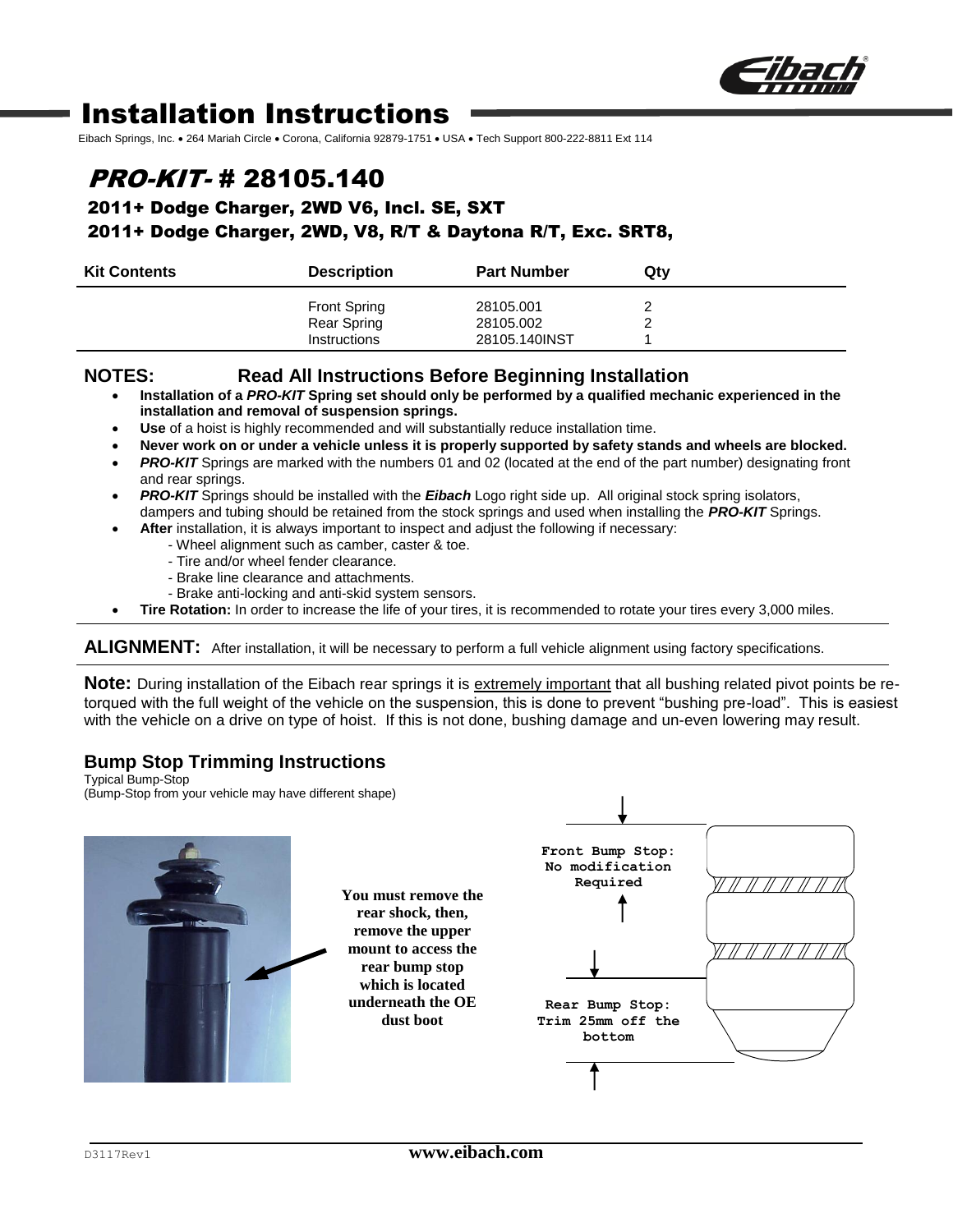# Installation Instructions

Eibach Springs, Inc. • 264 Mariah Circle • Corona, California 92879-1751 • USA • Tech Support 800-222-8811 Ext 114

## *PRO-KIT-* # 28105.140

### 2011+ Dodge Charger, 2WD V6, Incl. SE, SXT
### 2011+ Dodge Charger, 2WD, V8, R/T & Daytona R/T, Exc. SRT8,

| Kit Contents | Description | Part Number | Qty |
|---|---|---|---|
| | Front Spring | 28105.001 | 2 |
| | Rear Spring | 28105.002 | 2 |
| | Instructions | 28105.140INST | 1 |

## NOTES: Read All Instructions Before Beginning Installation

- **Installation of a *PRO-KIT* Spring set should only be performed by a qualified mechanic experienced in the installation and removal of suspension springs.**
- **Use** of a hoist is highly recommended and will substantially reduce installation time.
- **Never work on or under a vehicle unless it is properly supported by safety stands and wheels are blocked.**
- ***PRO-KIT*** Springs are marked with the numbers 01 and 02 (located at the end of the part number) designating front and rear springs.
- ***PRO-KIT*** Springs should be installed with the ***Eibach*** Logo right side up. All original stock spring isolators, dampers and tubing should be retained from the stock springs and used when installing the ***PRO-KIT*** Springs.
- **After** installation, it is always important to inspect and adjust the following if necessary:
  - Wheel alignment such as camber, caster & toe.
  - Tire and/or wheel fender clearance.
  - Brake line clearance and attachments.
  - Brake anti-locking and anti-skid system sensors.
- **Tire Rotation:** In order to increase the life of your tires, it is recommended to rotate your tires every 3,000 miles.

**ALIGNMENT:** After installation, it will be necessary to perform a full vehicle alignment using factory specifications.

**Note:** During installation of the Eibach rear springs it is extremely important that all bushing related pivot points be re-torqued with the full weight of the vehicle on the suspension, this is done to prevent "bushing pre-load". This is easiest with the vehicle on a drive on type of hoist. If this is not done, bushing damage and un-even lowering may result.

## Bump Stop Trimming Instructions

Typical Bump-Stop
(Bump-Stop from your vehicle may have different shape)

**You must remove the rear shock, then, remove the upper mount to access the rear bump stop which is located underneath the OE dust boot**

Front Bump Stop: No modification Required

Rear Bump Stop: Trim 25mm off the bottom

D3117Rev1 **www.eibach.com**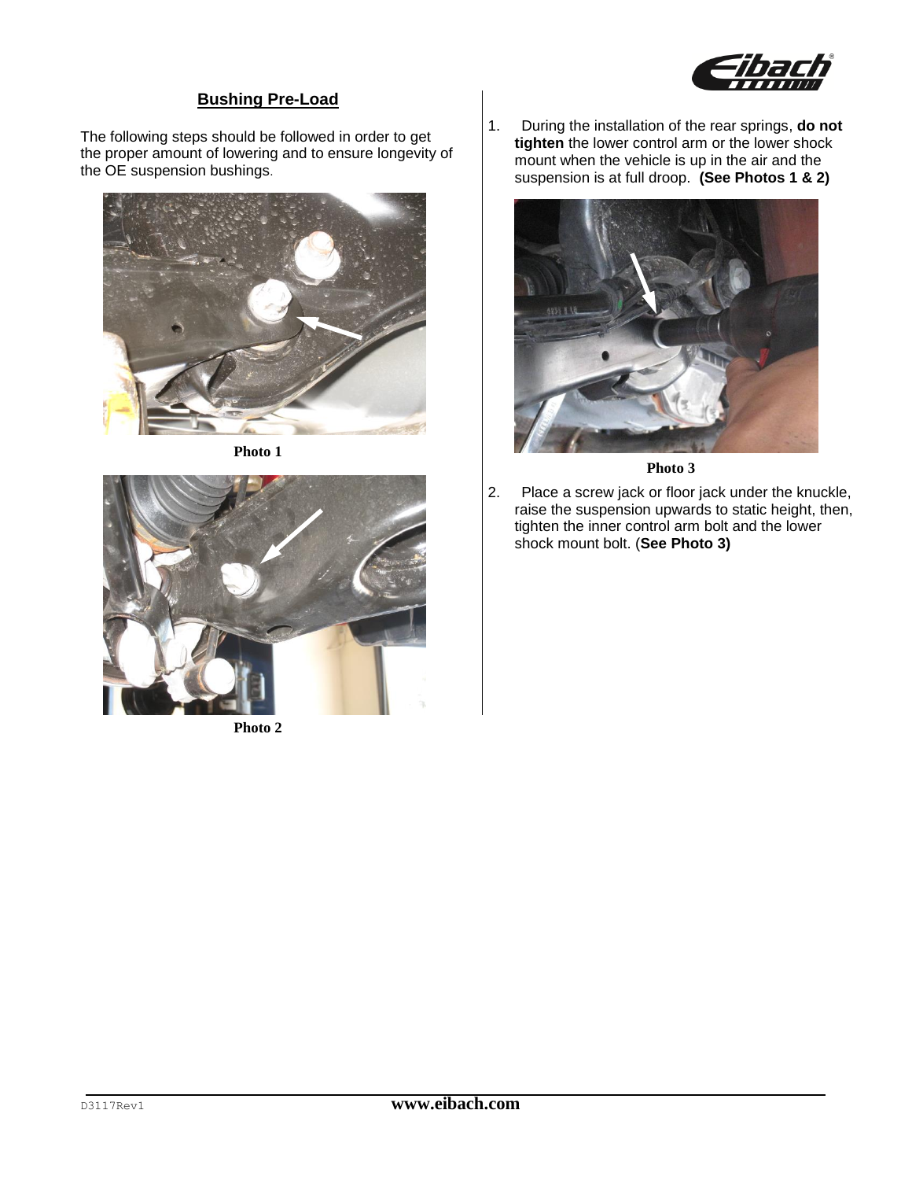## Bushing Pre-Load

The following steps should be followed in order to get the proper amount of lowering and to ensure longevity of the OE suspension bushings.

Photo 1

Photo 2

1. During the installation of the rear springs, **do not tighten** the lower control arm or the lower shock mount when the vehicle is up in the air and the suspension is at full droop. **(See Photos 1 & 2)**

Photo 3

2. Place a screw jack or floor jack under the knuckle, raise the suspension upwards to static height, then, tighten the inner control arm bolt and the lower shock mount bolt. (**See Photo 3)**